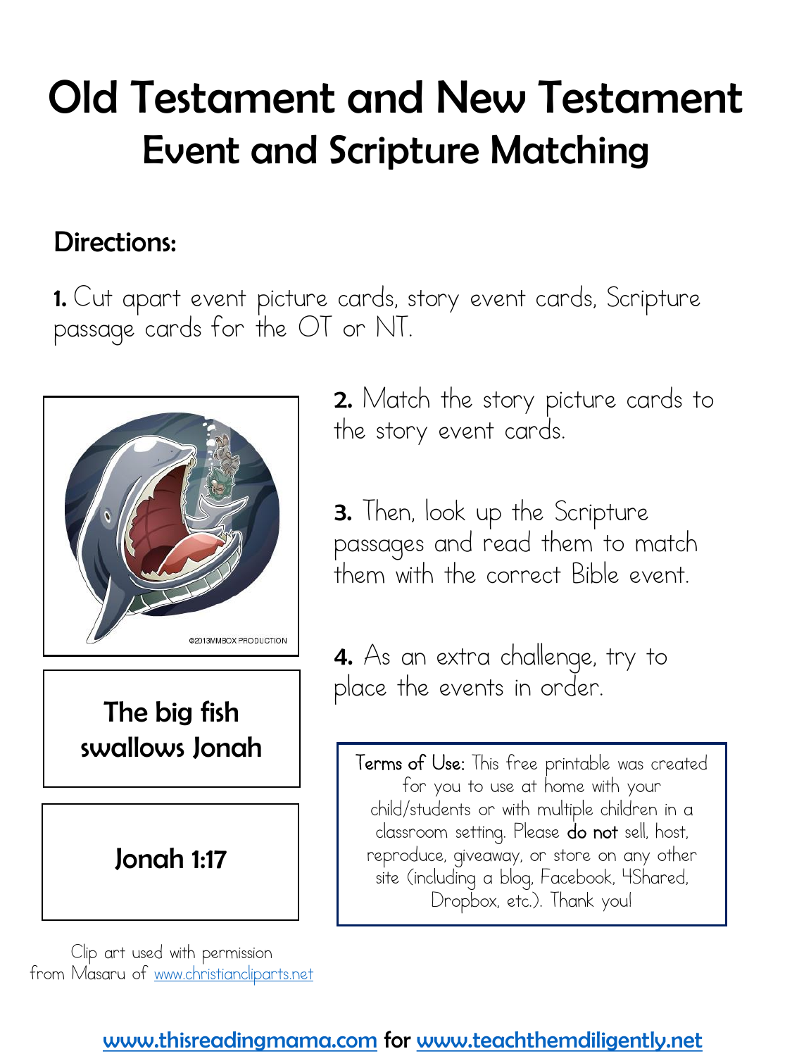# Old Testament and New Testament
## Event and Scripture Matching

### Directions:

**1.** Cut apart event picture cards, story event cards, Scripture passage cards for the OT or NT.

**2.** Match the story picture cards to the story event cards.

**3.** Then, look up the Scripture passages and read them to match them with the correct Bible event.

**4.** As an extra challenge, try to place the events in order.

©2013MMBOX PRODUCTION

**The big fish swallows Jonah**

**Jonah 1:17**

Terms of Use: This free printable was created for you to use at home with your child/students or with multiple children in a classroom setting. Please **do not** sell, host, reproduce, giveaway, or store on any other site (including a blog, Facebook, 4Shared, Dropbox, etc.). Thank you!

Clip art used with permission from Masaru of www.christiancliparts.net

**www.thisreadingmama.com for www.teachthemdiligently.net**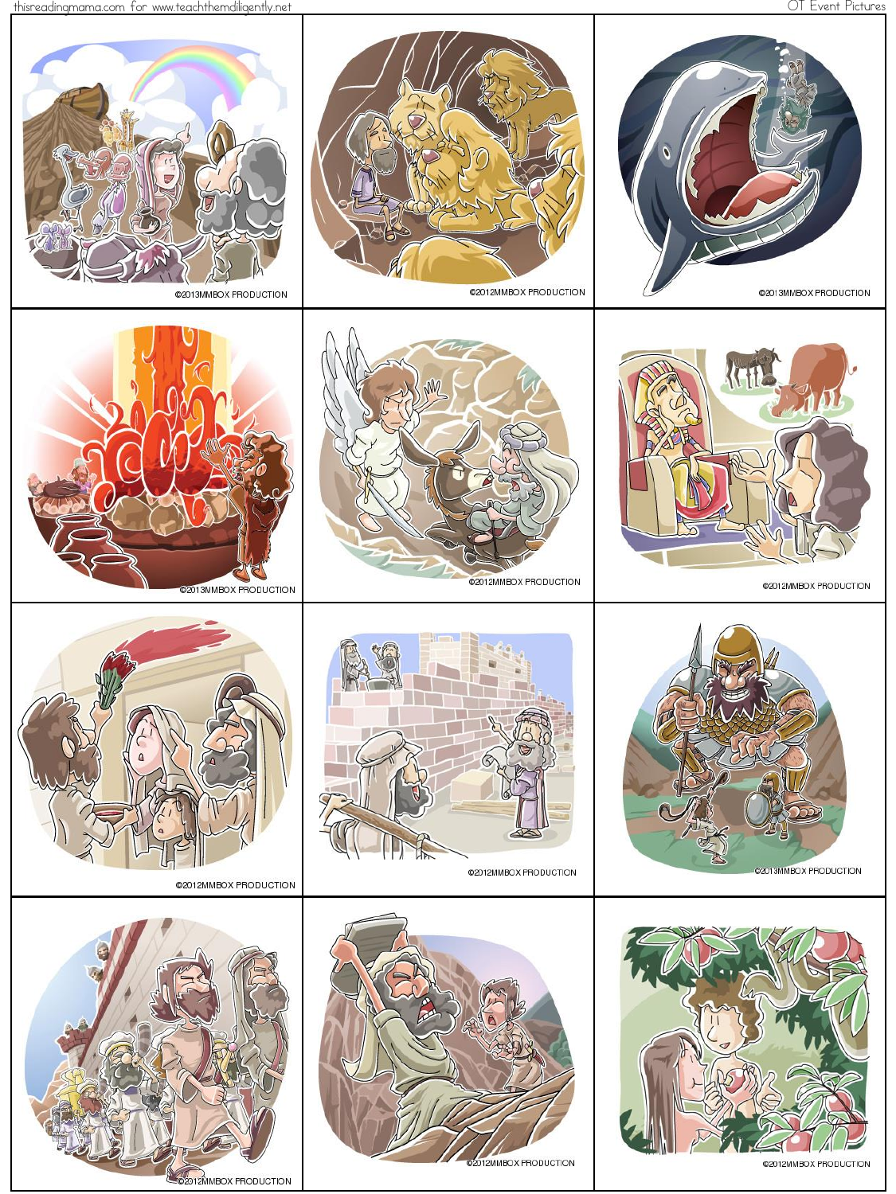©2013MMBOX PRODUCTION

©2012MMBOX PRODUCTION

©2013MMBOX PRODUCTION

©2013MMBOX PRODUCTION

©2012MMBOX PRODUCTION

©2012MMBOX PRODUCTION

©2012MMBOX PRODUCTION

©2012MMBOX PRODUCTION

©2013MMBOX PRODUCTION

©2012MMBOX PRODUCTION

©2012MMBOX PRODUCTION

©2012MMBOX PRODUCTION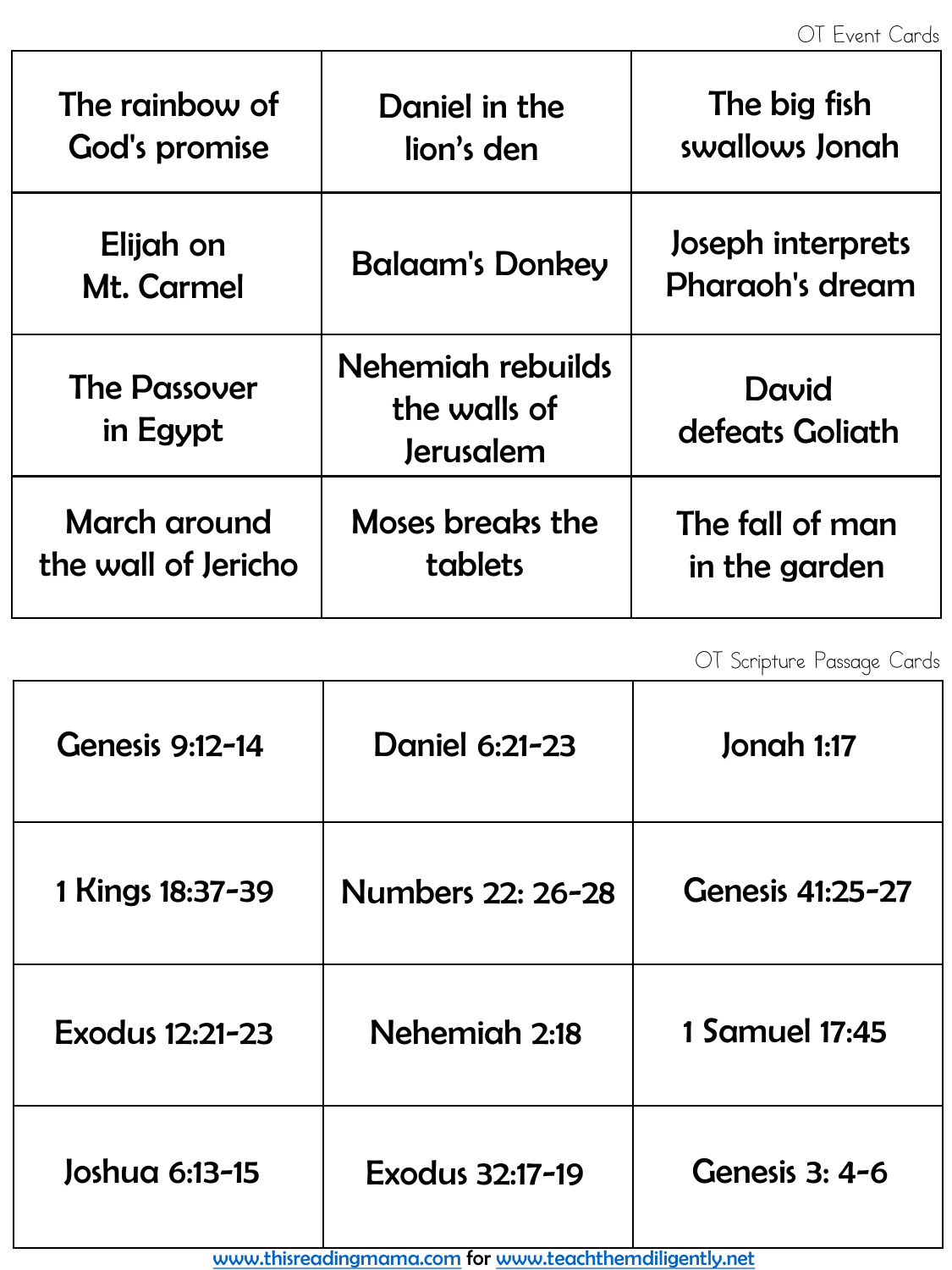OT Event Cards

| | | |
|---|---|---|
| The rainbow of God's promise | Daniel in the lion's den | The big fish swallows Jonah |
| Elijah on Mt. Carmel | Balaam's Donkey | Joseph interprets Pharaoh's dream |
| The Passover in Egypt | Nehemiah rebuilds the walls of Jerusalem | David defeats Goliath |
| March around the wall of Jericho | Moses breaks the tablets | The fall of man in the garden |

OT Scripture Passage Cards

| | | |
|---|---|---|
| Genesis 9:12-14 | Daniel 6:21-23 | Jonah 1:17 |
| 1 Kings 18:37-39 | Numbers 22: 26-28 | Genesis 41:25-27 |
| Exodus 12:21-23 | Nehemiah 2:18 | 1 Samuel 17:45 |
| Joshua 6:13-15 | Exodus 32:17-19 | Genesis 3: 4-6 |

www.thisreadingmama.com for www.teachthemdiligently.net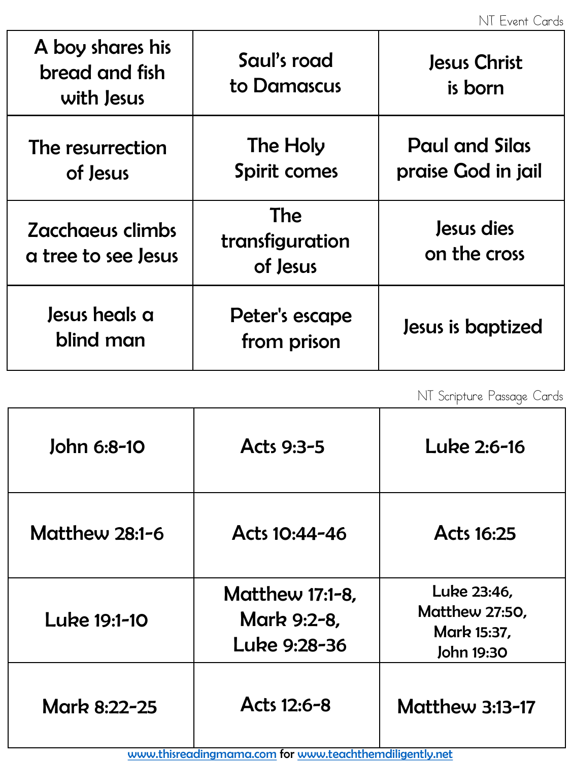NT Event Cards

| | | |
|---|---|---|
| A boy shares his bread and fish with Jesus | Saul's road to Damascus | Jesus Christ is born |
| The resurrection of Jesus | The Holy Spirit comes | Paul and Silas praise God in jail |
| Zacchaeus climbs a tree to see Jesus | The transfiguration of Jesus | Jesus dies on the cross |
| Jesus heals a blind man | Peter's escape from prison | Jesus is baptized |

NT Scripture Passage Cards

| | | |
|---|---|---|
| John 6:8-10 | Acts 9:3-5 | Luke 2:6-16 |
| Matthew 28:1-6 | Acts 10:44-46 | Acts 16:25 |
| Luke 19:1-10 | Matthew 17:1-8, Mark 9:2-8, Luke 9:28-36 | Luke 23:46, Matthew 27:50, Mark 15:37, John 19:30 |
| Mark 8:22-25 | Acts 12:6-8 | Matthew 3:13-17 |

www.thisreadingmama.com for www.teachthemdiligently.net